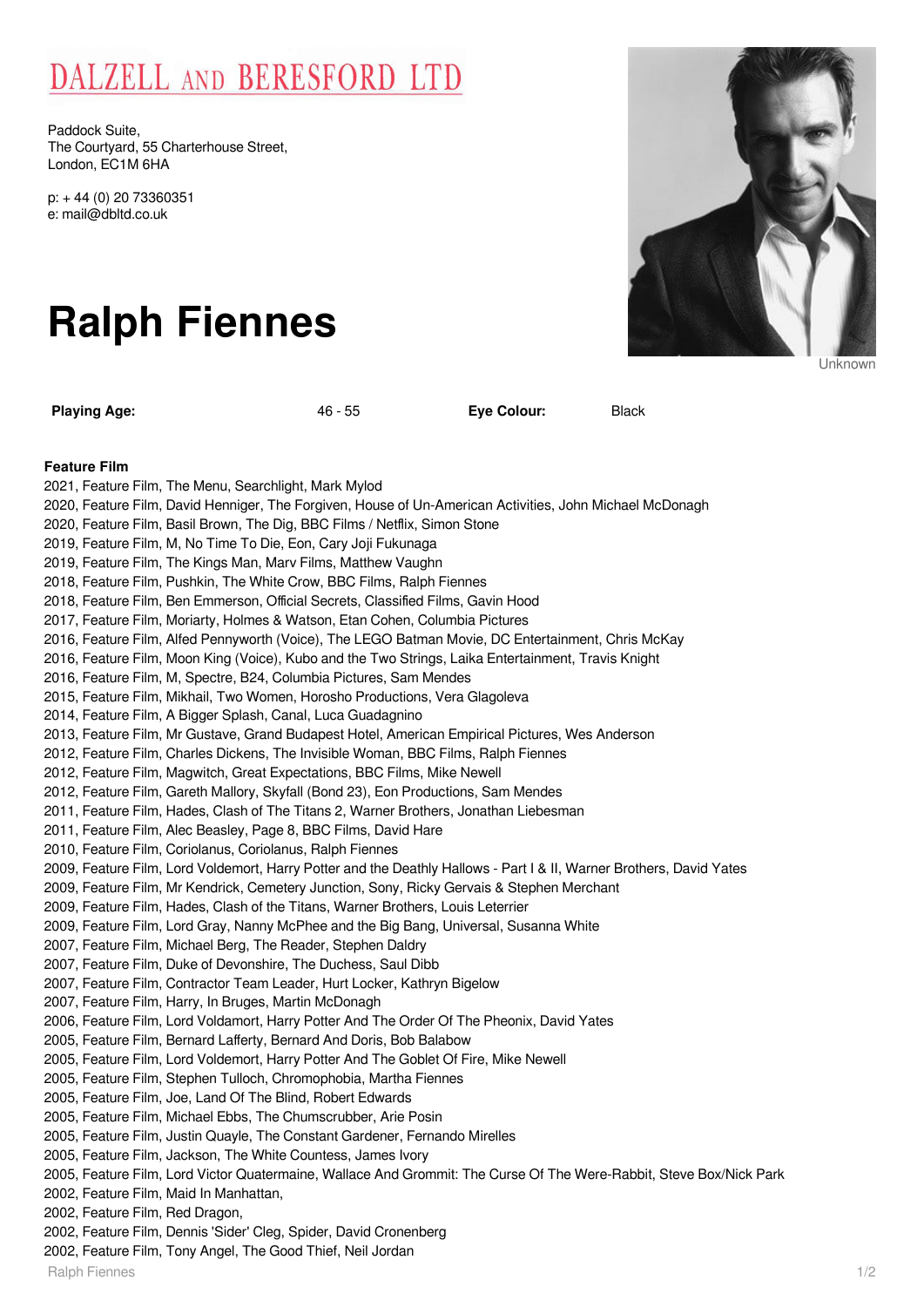# DALZELL AND BERESFORD LTD

Paddock Suite,
The Courtyard, 55 Charterhouse Street,
London, EC1M 6HA

p: + 44 (0) 20 73360351
e: mail@dbltd.co.uk

# Ralph Fiennes

Unknown

| **Playing Age:** | 46 - 55 | **Eye Colour:** | Black |
|---|---|---|---|

### Feature Film

2021, Feature Film, The Menu, Searchlight, Mark Mylod
2020, Feature Film, David Henniger, The Forgiven, House of Un-American Activities, John Michael McDonagh
2020, Feature Film, Basil Brown, The Dig, BBC Films / Netflix, Simon Stone
2019, Feature Film, M, No Time To Die, Eon, Cary Joji Fukunaga
2019, Feature Film, The Kings Man, Marv Films, Matthew Vaughn
2018, Feature Film, Pushkin, The White Crow, BBC Films, Ralph Fiennes
2018, Feature Film, Ben Emmerson, Official Secrets, Classified Films, Gavin Hood
2017, Feature Film, Moriarty, Holmes & Watson, Etan Cohen, Columbia Pictures
2016, Feature Film, Alfed Pennyworth (Voice), The LEGO Batman Movie, DC Entertainment, Chris McKay
2016, Feature Film, Moon King (Voice), Kubo and the Two Strings, Laika Entertainment, Travis Knight
2016, Feature Film, M, Spectre, B24, Columbia Pictures, Sam Mendes
2015, Feature Film, Mikhail, Two Women, Horosho Productions, Vera Glagoleva
2014, Feature Film, A Bigger Splash, Canal, Luca Guadagnino
2013, Feature Film, Mr Gustave, Grand Budapest Hotel, American Empirical Pictures, Wes Anderson
2012, Feature Film, Charles Dickens, The Invisible Woman, BBC Films, Ralph Fiennes
2012, Feature Film, Magwitch, Great Expectations, BBC Films, Mike Newell
2012, Feature Film, Gareth Mallory, Skyfall (Bond 23), Eon Productions, Sam Mendes
2011, Feature Film, Hades, Clash of The Titans 2, Warner Brothers, Jonathan Liebesman
2011, Feature Film, Alec Beasley, Page 8, BBC Films, David Hare
2010, Feature Film, Coriolanus, Coriolanus, Ralph Fiennes
2009, Feature Film, Lord Voldemort, Harry Potter and the Deathly Hallows - Part I & II, Warner Brothers, David Yates
2009, Feature Film, Mr Kendrick, Cemetery Junction, Sony, Ricky Gervais & Stephen Merchant
2009, Feature Film, Hades, Clash of the Titans, Warner Brothers, Louis Leterrier
2009, Feature Film, Lord Gray, Nanny McPhee and the Big Bang, Universal, Susanna White
2007, Feature Film, Michael Berg, The Reader, Stephen Daldry
2007, Feature Film, Duke of Devonshire, The Duchess, Saul Dibb
2007, Feature Film, Contractor Team Leader, Hurt Locker, Kathryn Bigelow
2007, Feature Film, Harry, In Bruges, Martin McDonagh
2006, Feature Film, Lord Voldamort, Harry Potter And The Order Of The Pheonix, David Yates
2005, Feature Film, Bernard Lafferty, Bernard And Doris, Bob Balabow
2005, Feature Film, Lord Voldemort, Harry Potter And The Goblet Of Fire, Mike Newell
2005, Feature Film, Stephen Tulloch, Chromophobia, Martha Fiennes
2005, Feature Film, Joe, Land Of The Blind, Robert Edwards
2005, Feature Film, Michael Ebbs, The Chumscrubber, Arie Posin
2005, Feature Film, Justin Quayle, The Constant Gardener, Fernando Mirelles
2005, Feature Film, Jackson, The White Countess, James Ivory
2005, Feature Film, Lord Victor Quatermaine, Wallace And Grommit: The Curse Of The Were-Rabbit, Steve Box/Nick Park
2002, Feature Film, Maid In Manhattan,
2002, Feature Film, Red Dragon,
2002, Feature Film, Dennis 'Sider' Cleg, Spider, David Cronenberg
2002, Feature Film, Tony Angel, The Good Thief, Neil Jordan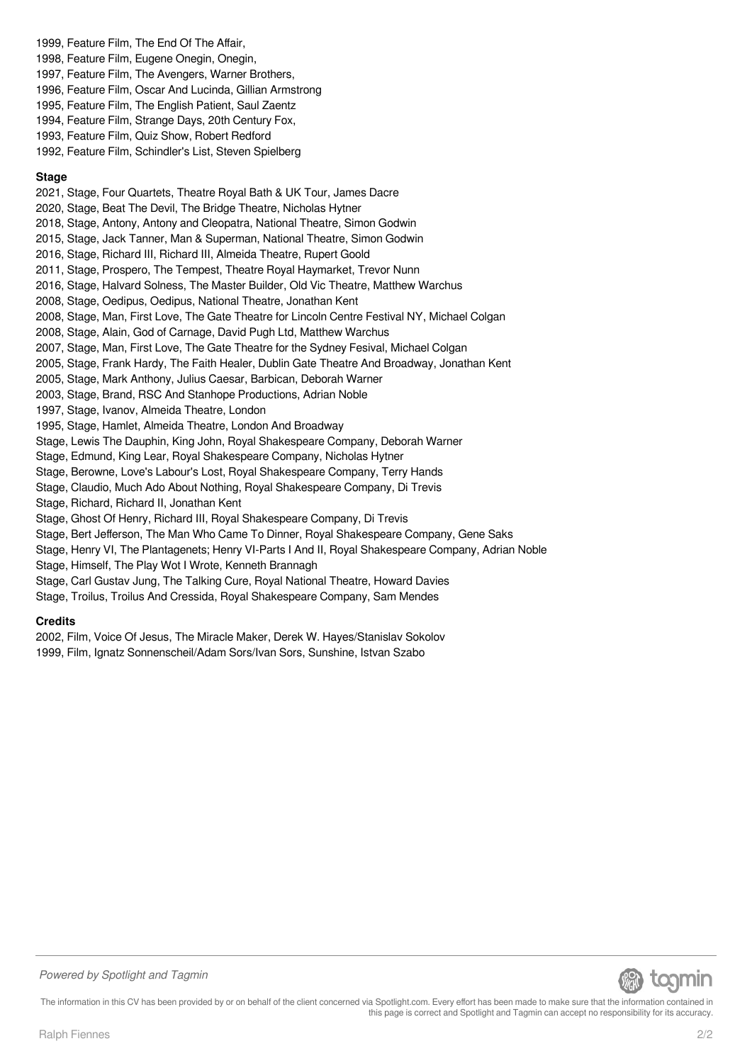1999, Feature Film, The End Of The Affair,  
1998, Feature Film, Eugene Onegin, Onegin,  
1997, Feature Film, The Avengers, Warner Brothers,  
1996, Feature Film, Oscar And Lucinda, Gillian Armstrong  
1995, Feature Film, The English Patient, Saul Zaentz  
1994, Feature Film, Strange Days, 20th Century Fox,  
1993, Feature Film, Quiz Show, Robert Redford  
1992, Feature Film, Schindler's List, Steven Spielberg

**Stage**

2021, Stage, Four Quartets, Theatre Royal Bath & UK Tour, James Dacre  
2020, Stage, Beat The Devil, The Bridge Theatre, Nicholas Hytner  
2018, Stage, Antony, Antony and Cleopatra, National Theatre, Simon Godwin  
2015, Stage, Jack Tanner, Man & Superman, National Theatre, Simon Godwin  
2016, Stage, Richard III, Richard III, Almeida Theatre, Rupert Goold  
2011, Stage, Prospero, The Tempest, Theatre Royal Haymarket, Trevor Nunn  
2016, Stage, Halvard Solness, The Master Builder, Old Vic Theatre, Matthew Warchus  
2008, Stage, Oedipus, Oedipus, National Theatre, Jonathan Kent  
2008, Stage, Man, First Love, The Gate Theatre for Lincoln Centre Festival NY, Michael Colgan  
2008, Stage, Alain, God of Carnage, David Pugh Ltd, Matthew Warchus  
2007, Stage, Man, First Love, The Gate Theatre for the Sydney Fesival, Michael Colgan  
2005, Stage, Frank Hardy, The Faith Healer, Dublin Gate Theatre And Broadway, Jonathan Kent  
2005, Stage, Mark Anthony, Julius Caesar, Barbican, Deborah Warner  
2003, Stage, Brand, RSC And Stanhope Productions, Adrian Noble  
1997, Stage, Ivanov, Almeida Theatre, London  
1995, Stage, Hamlet, Almeida Theatre, London And Broadway  
Stage, Lewis The Dauphin, King John, Royal Shakespeare Company, Deborah Warner  
Stage, Edmund, King Lear, Royal Shakespeare Company, Nicholas Hytner  
Stage, Berowne, Love's Labour's Lost, Royal Shakespeare Company, Terry Hands  
Stage, Claudio, Much Ado About Nothing, Royal Shakespeare Company, Di Trevis  
Stage, Richard, Richard II, Jonathan Kent  
Stage, Ghost Of Henry, Richard III, Royal Shakespeare Company, Di Trevis  
Stage, Bert Jefferson, The Man Who Came To Dinner, Royal Shakespeare Company, Gene Saks  
Stage, Henry VI, The Plantagenets; Henry VI-Parts I And II, Royal Shakespeare Company, Adrian Noble  
Stage, Himself, The Play Wot I Wrote, Kenneth Brannagh  
Stage, Carl Gustav Jung, The Talking Cure, Royal National Theatre, Howard Davies  
Stage, Troilus, Troilus And Cressida, Royal Shakespeare Company, Sam Mendes

**Credits**

2002, Film, Voice Of Jesus, The Miracle Maker, Derek W. Hayes/Stanislav Sokolov  
1999, Film, Ignatz Sonnenscheil/Adam Sors/Ivan Sors, Sunshine, Istvan Szabo

*Powered by Spotlight and Tagmin*

The information in this CV has been provided by or on behalf of the client concerned via Spotlight.com. Every effort has been made to make sure that the information contained in this page is correct and Spotlight and Tagmin can accept no responsibility for its accuracy.